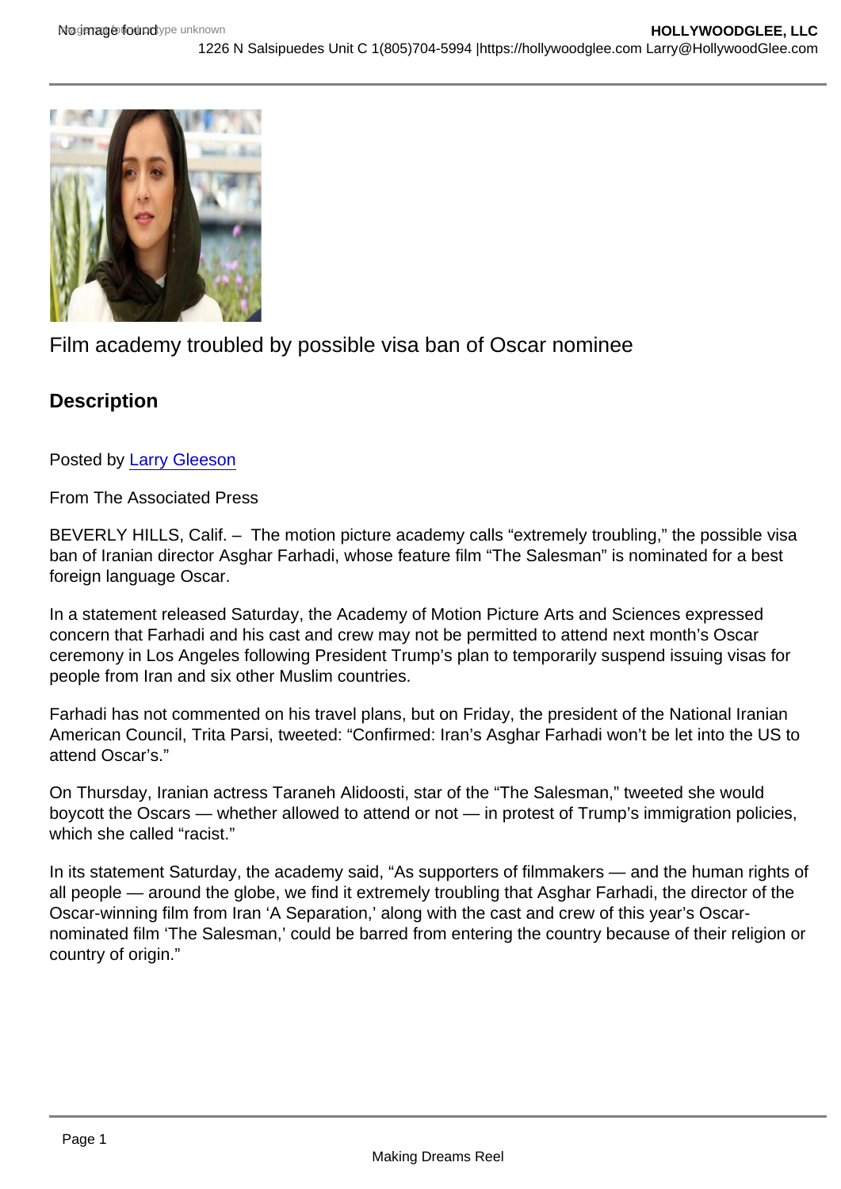# Film academy troubled by possible visa ban of Oscar nominee

## Description

Posted by Larry Gleeson

From The Associated Press

BEVERLY HILLS, Calif. – The motion picture academy calls "extremely troubling," the possible visa ban of Iranian director Asghar Farhadi, whose feature film "The Salesman" is nominated for a best foreign language Oscar.

In a statement released Saturday, the Academy of Motion Picture Arts and Sciences expressed concern that Farhadi and his cast and crew may not be permitted to attend next month's Oscar ceremony in Los Angeles following President Trump's plan to temporarily suspend issuing visas for people from Iran and six other Muslim countries.

Farhadi has not commented on his travel plans, but on Friday, the president of the National Iranian American Council, Trita Parsi, tweeted: "Confirmed: Iran's Asghar Farhadi won't be let into the US to attend Oscar's."

On Thursday, Iranian actress Taraneh Alidoosti, star of the "The Salesman," tweeted she would boycott the Oscars — whether allowed to attend or not — in protest of Trump's immigration policies, which she called "racist."

In its statement Saturday, the academy said, "As supporters of filmmakers — and the human rights of all people — around the globe, we find it extremely troubling that Asghar Farhadi, the director of the Oscar-winning film from Iran 'A Separation,' along with the cast and crew of this year's Oscar-nominated film 'The Salesman,' could be barred from entering the country because of their religion or country of origin."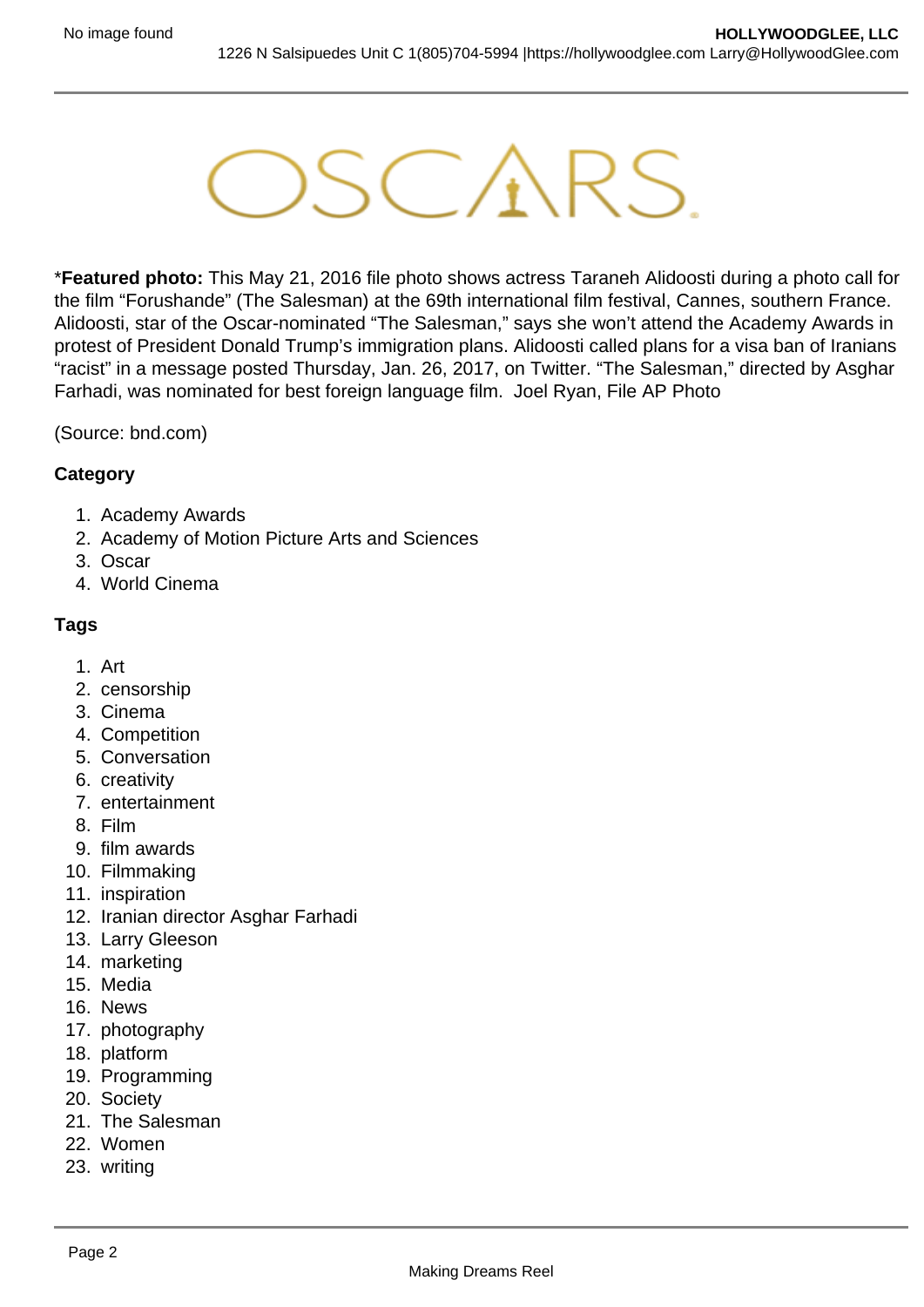*__Featured photo:__ This May 21, 2016 file photo shows actress Taraneh Alidoosti during a photo call for the film “Forushande” (The Salesman) at the 69th international film festival, Cannes, southern France. Alidoosti, star of the Oscar-nominated “The Salesman,” says she won’t attend the Academy Awards in protest of President Donald Trump’s immigration plans. Alidoosti called plans for a visa ban of Iranians “racist” in a message posted Thursday, Jan. 26, 2017, on Twitter. “The Salesman,” directed by Asghar Farhadi, was nominated for best foreign language film. Joel Ryan, File AP Photo

(Source: bnd.com)

**Category**

1. Academy Awards
2. Academy of Motion Picture Arts and Sciences
3. Oscar
4. World Cinema

**Tags**

1. Art
2. censorship
3. Cinema
4. Competition
5. Conversation
6. creativity
7. entertainment
8. Film
9. film awards
10. Filmmaking
11. inspiration
12. Iranian director Asghar Farhadi
13. Larry Gleeson
14. marketing
15. Media
16. News
17. photography
18. platform
19. Programming
20. Society
21. The Salesman
22. Women
23. writing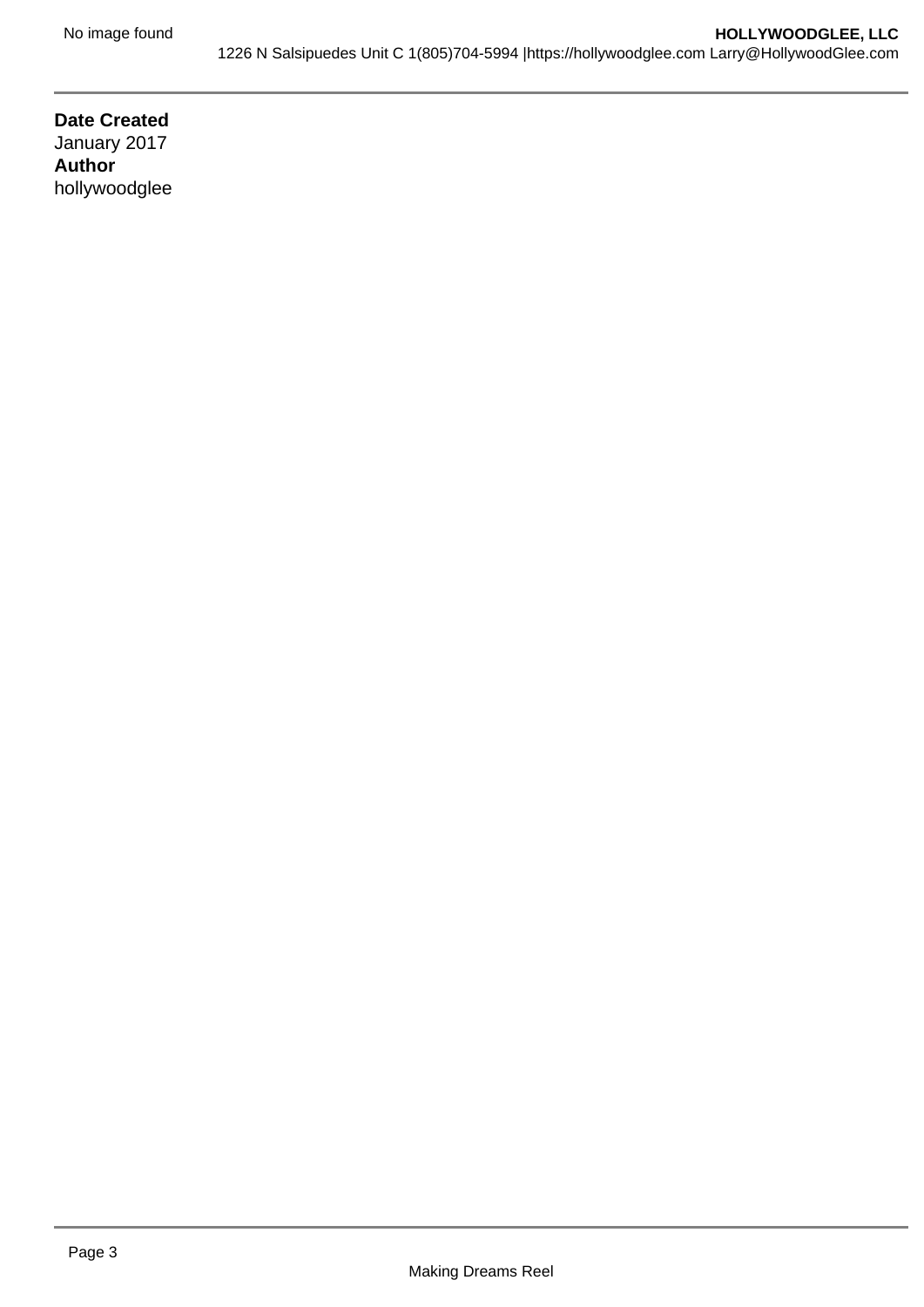**Date Created**
January 2017
**Author**
hollywoodglee